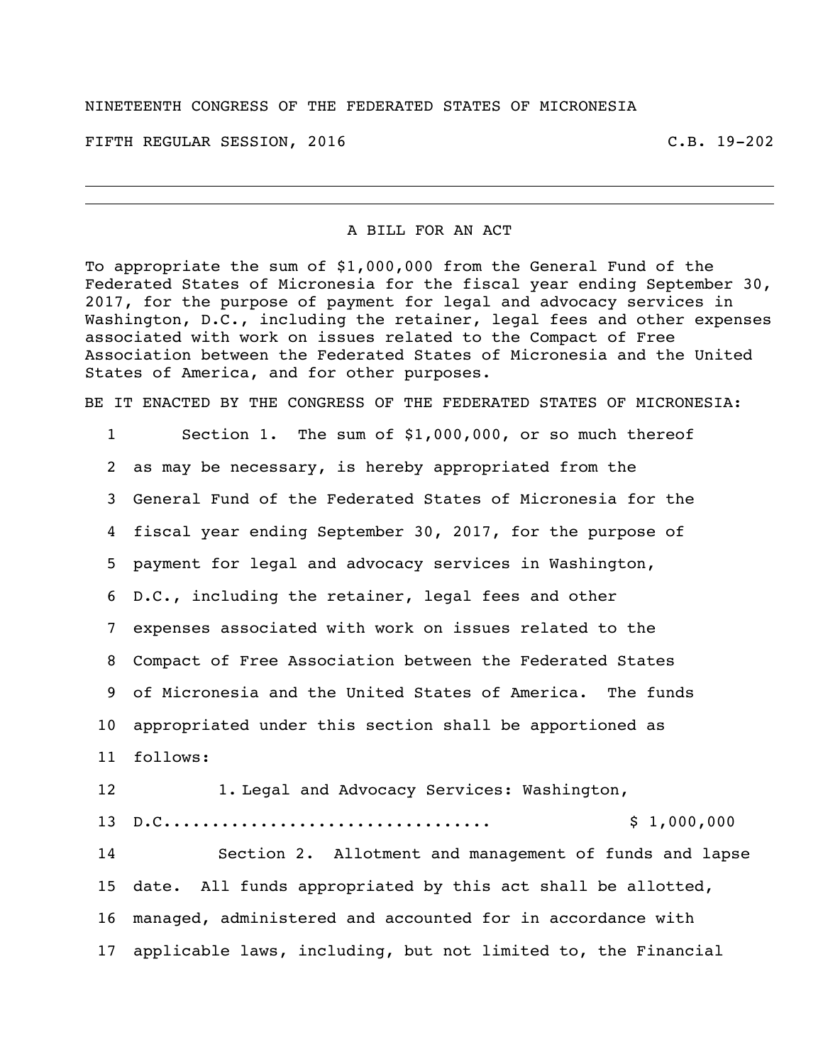NINETEENTH CONGRESS OF THE FEDERATED STATES OF MICRONESIA

FIFTH REGULAR SESSION, 2016 C.B. 19-202

---

# A BILL FOR AN ACT

To appropriate the sum of $1,000,000 from the General Fund of the Federated States of Micronesia for the fiscal year ending September 30, 2017, for the purpose of payment for legal and advocacy services in Washington, D.C., including the retainer, legal fees and other expenses associated with work on issues related to the Compact of Free Association between the Federated States of Micronesia and the United States of America, and for other purposes.

BE IT ENACTED BY THE CONGRESS OF THE FEDERATED STATES OF MICRONESIA:

1 Section 1. The sum of $1,000,000, or so much thereof
2 as may be necessary, is hereby appropriated from the
3 General Fund of the Federated States of Micronesia for the
4 fiscal year ending September 30, 2017, for the purpose of
5 payment for legal and advocacy services in Washington,
6 D.C., including the retainer, legal fees and other
7 expenses associated with work on issues related to the
8 Compact of Free Association between the Federated States
9 of Micronesia and the United States of America. The funds
10 appropriated under this section shall be apportioned as
11 follows:
12 1. Legal and Advocacy Services: Washington,
13 D.C.................................. $ 1,000,000
14 Section 2. Allotment and management of funds and lapse
15 date. All funds appropriated by this act shall be allotted,
16 managed, administered and accounted for in accordance with
17 applicable laws, including, but not limited to, the Financial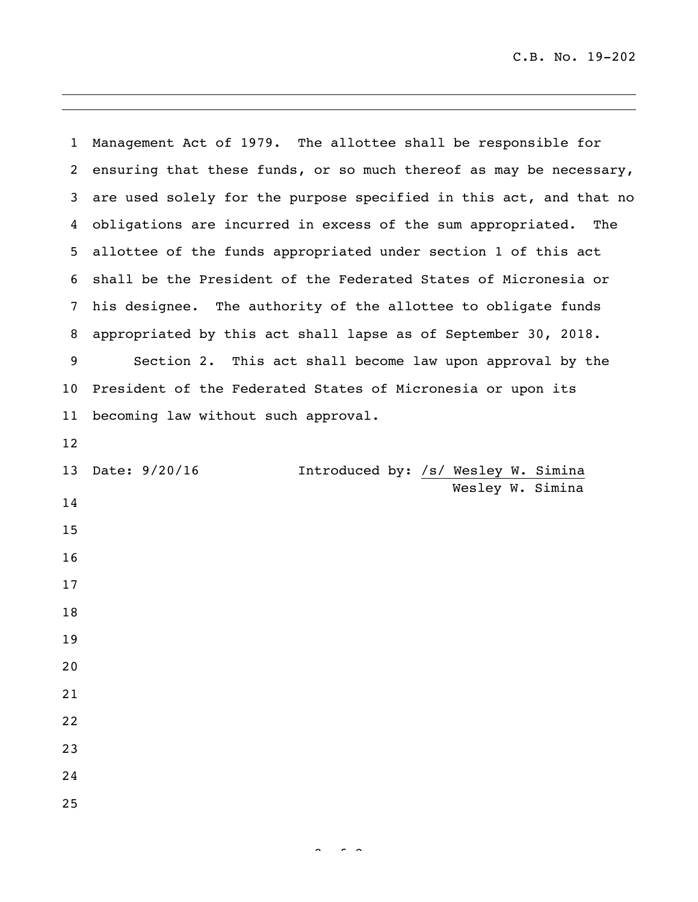Management Act of 1979. The allottee shall be responsible for ensuring that these funds, or so much thereof as may be necessary, are used solely for the purpose specified in this act, and that no obligations are incurred in excess of the sum appropriated. The allottee of the funds appropriated under section 1 of this act shall be the President of the Federated States of Micronesia or his designee. The authority of the allottee to obligate funds appropriated by this act shall lapse as of September 30, 2018.

Section 2. This act shall become law upon approval by the President of the Federated States of Micronesia or upon its becoming law without such approval.

Date: 9/20/16

Introduced by: /s/ Wesley W. Simina
Wesley W. Simina